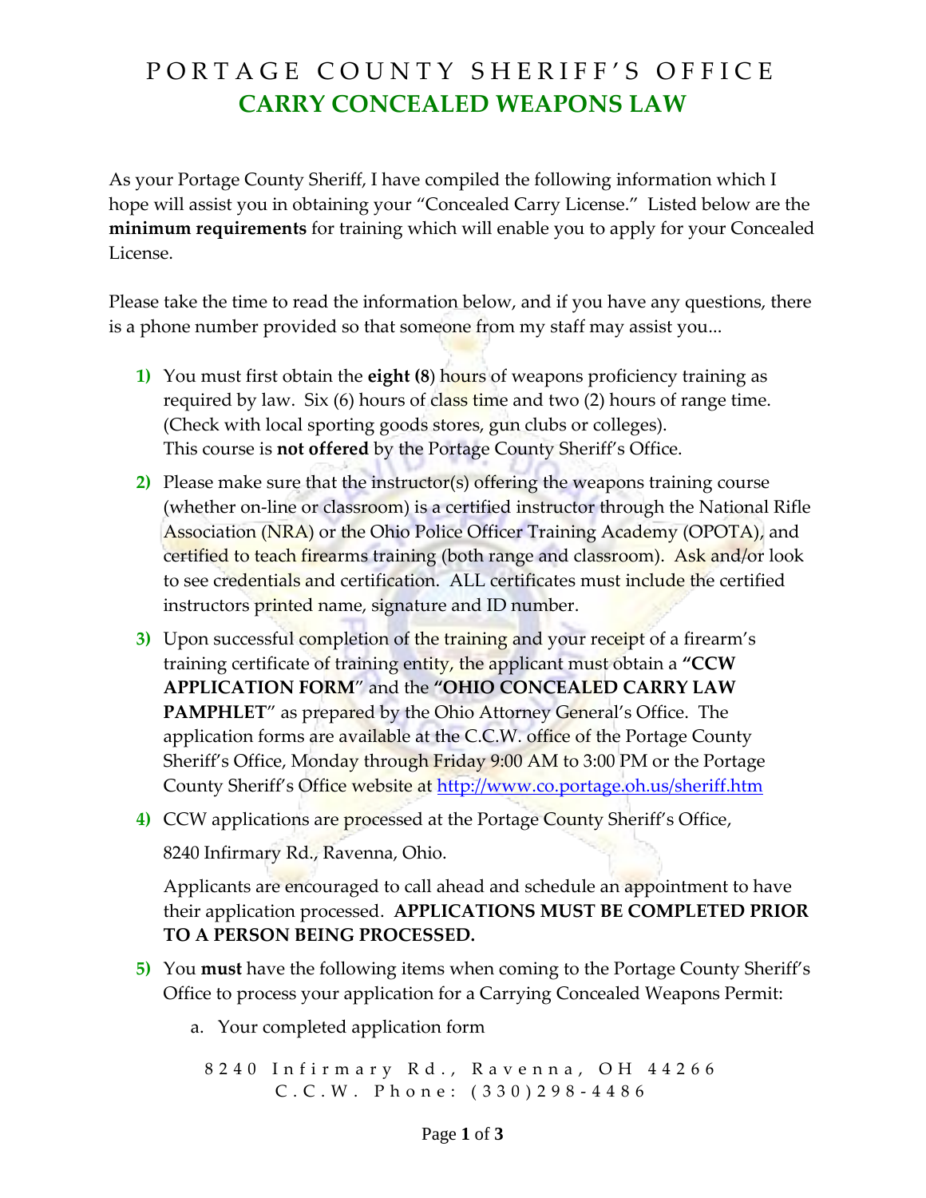# PORTAGE COUNTY SHERIFF'S OFFICE

## CARRY CONCEALED WEAPONS LAW

As your Portage County Sheriff, I have compiled the following information which I hope will assist you in obtaining your "Concealed Carry License." Listed below are the **minimum requirements** for training which will enable you to apply for your Concealed License.

Please take the time to read the information below, and if you have any questions, there is a phone number provided so that someone from my staff may assist you...

1) You must first obtain the **eight (8**) hours of weapons proficiency training as required by law. Six (6) hours of class time and two (2) hours of range time. (Check with local sporting goods stores, gun clubs or colleges). This course is **not offered** by the Portage County Sheriff's Office.

2) Please make sure that the instructor(s) offering the weapons training course (whether on-line or classroom) is a certified instructor through the National Rifle Association (NRA) or the Ohio Police Officer Training Academy (OPOTA), and certified to teach firearms training (both range and classroom). Ask and/or look to see credentials and certification. ALL certificates must include the certified instructors printed name, signature and ID number.

3) Upon successful completion of the training and your receipt of a firearm's training certificate of training entity, the applicant must obtain a **"CCW APPLICATION FORM**" and the **"OHIO CONCEALED CARRY LAW PAMPHLET**" as prepared by the Ohio Attorney General's Office. The application forms are available at the C.C.W. office of the Portage County Sheriff's Office, Monday through Friday 9:00 AM to 3:00 PM or the Portage County Sheriff's Office website at http://www.co.portage.oh.us/sheriff.htm

4) CCW applications are processed at the Portage County Sheriff's Office,

   8240 Infirmary Rd., Ravenna, Ohio.

   Applicants are encouraged to call ahead and schedule an appointment to have their application processed. **APPLICATIONS MUST BE COMPLETED PRIOR TO A PERSON BEING PROCESSED.**

5) You **must** have the following items when coming to the Portage County Sheriff's Office to process your application for a Carrying Concealed Weapons Permit:

   a. Your completed application form

8240 Infirmary Rd., Ravenna, OH 44266
C.C.W. Phone: (330)298-4486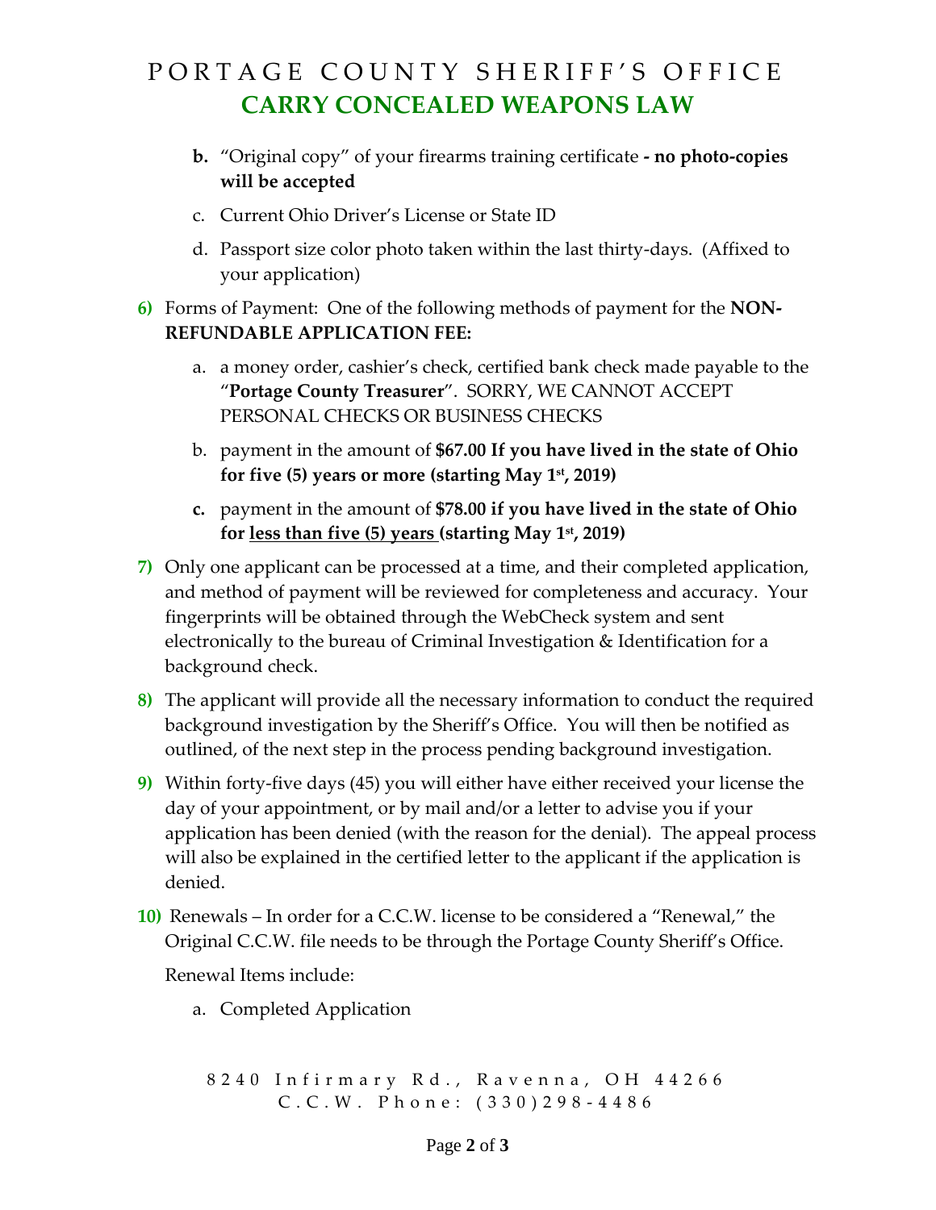b. “Original copy” of your firearms training certificate **- no photo-copies will be accepted**

c. Current Ohio Driver’s License or State ID

d. Passport size color photo taken within the last thirty-days. (Affixed to your application)

**6)** Forms of Payment: One of the following methods of payment for the **NON-REFUNDABLE APPLICATION FEE:**

a. a money order, cashier’s check, certified bank check made payable to the “**Portage County Treasurer**”. SORRY, WE CANNOT ACCEPT PERSONAL CHECKS OR BUSINESS CHECKS

b. payment in the amount of **$67.00 If you have lived in the state of Ohio for five (5) years or more (starting May 1st, 2019)**

c. payment in the amount of **$78.00 if you have lived in the state of Ohio for <u>less than five (5) years</u> (starting May 1st, 2019)**

**7)** Only one applicant can be processed at a time, and their completed application, and method of payment will be reviewed for completeness and accuracy. Your fingerprints will be obtained through the WebCheck system and sent electronically to the bureau of Criminal Investigation & Identification for a background check.

**8)** The applicant will provide all the necessary information to conduct the required background investigation by the Sheriff’s Office. You will then be notified as outlined, of the next step in the process pending background investigation.

**9)** Within forty-five days (45) you will either have either received your license the day of your appointment, or by mail and/or a letter to advise you if your application has been denied (with the reason for the denial). The appeal process will also be explained in the certified letter to the applicant if the application is denied.

**10)** Renewals – In order for a C.C.W. license to be considered a “Renewal,” the Original C.C.W. file needs to be through the Portage County Sheriff’s Office.

Renewal Items include:

a. Completed Application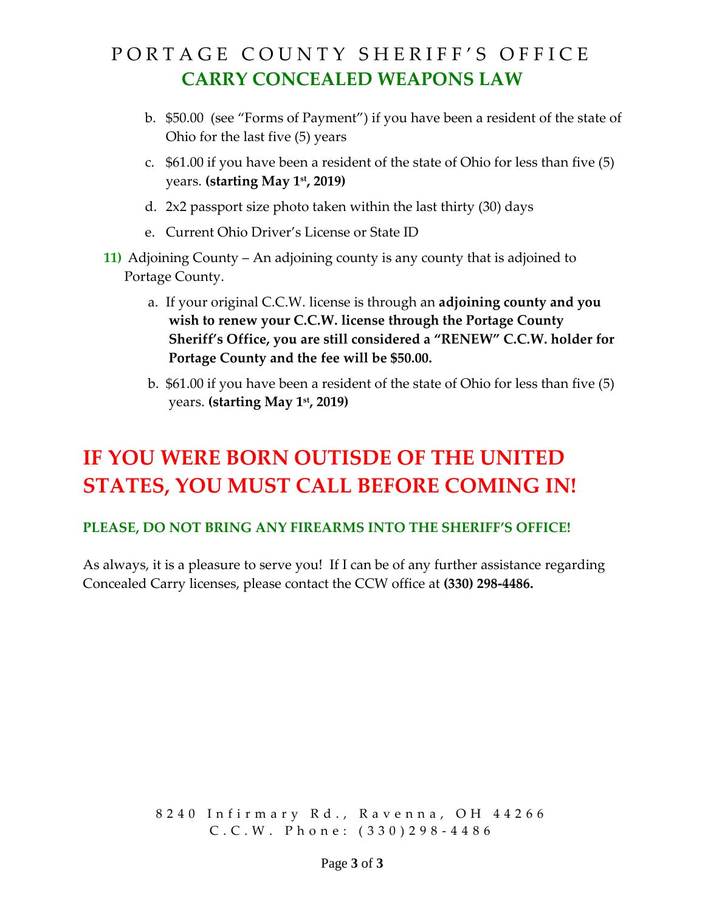b. $50.00 (see "Forms of Payment") if you have been a resident of the state of Ohio for the last five (5) years

c. $61.00 if you have been a resident of the state of Ohio for less than five (5) years. **(starting May 1st, 2019)**

d. 2x2 passport size photo taken within the last thirty (30) days

e. Current Ohio Driver's License or State ID

**11)** Adjoining County – An adjoining county is any county that is adjoined to Portage County.

a. If your original C.C.W. license is through an **adjoining county and you wish to renew your C.C.W. license through the Portage County Sheriff's Office, you are still considered a "RENEW" C.C.W. holder for Portage County and the fee will be $50.00.**

b. $61.00 if you have been a resident of the state of Ohio for less than five (5) years. **(starting May 1st, 2019)**

# IF YOU WERE BORN OUTISDE OF THE UNITED STATES, YOU MUST CALL BEFORE COMING IN!

**PLEASE, DO NOT BRING ANY FIREARMS INTO THE SHERIFF'S OFFICE!**

As always, it is a pleasure to serve you! If I can be of any further assistance regarding Concealed Carry licenses, please contact the CCW office at **(330) 298-4486.**

8240 Infirmary Rd., Ravenna, OH 44266
C.C.W. Phone: (330)298-4486